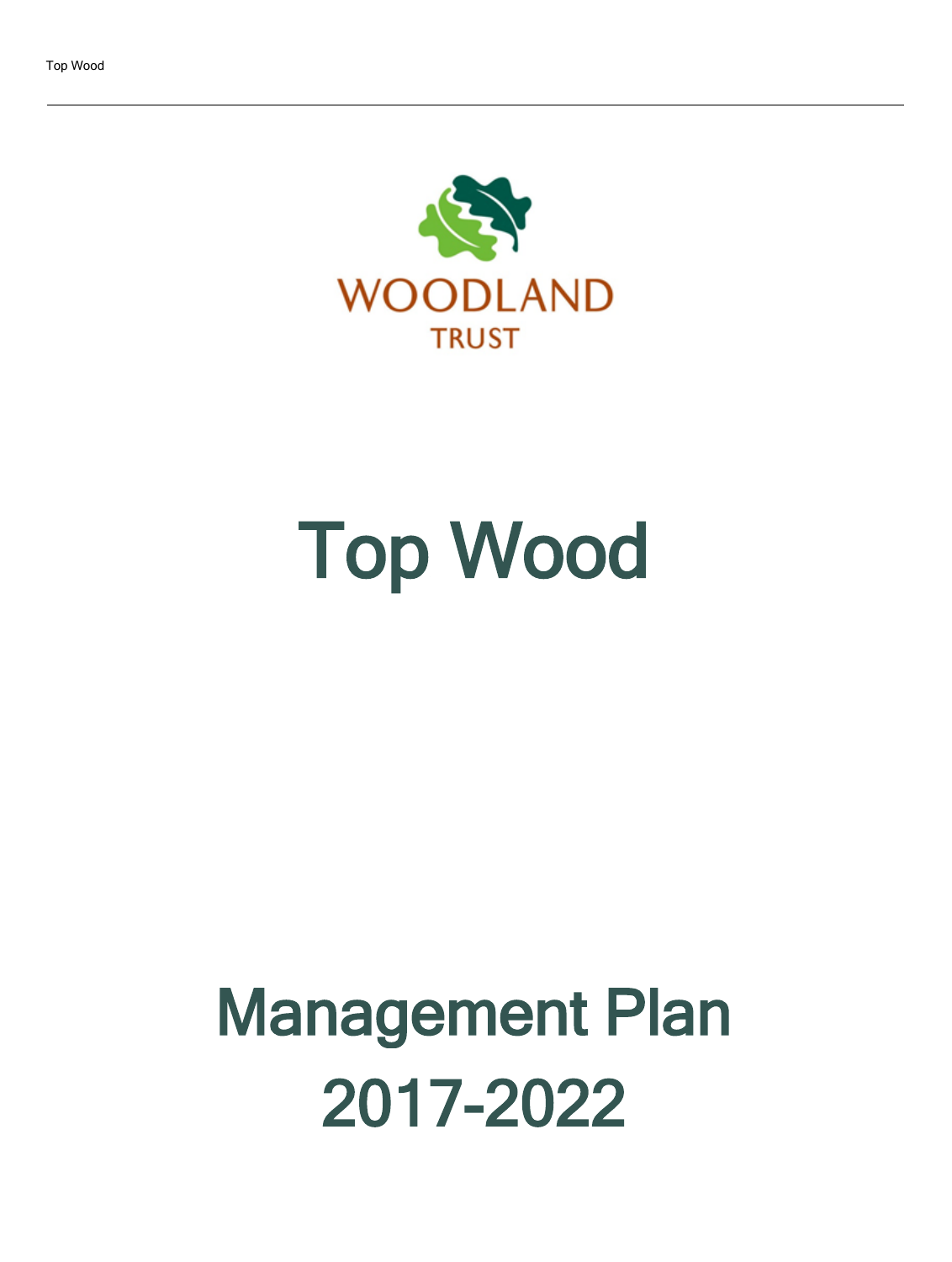WOODLAND TRUST

# Top Wood

# Management Plan 2017-2022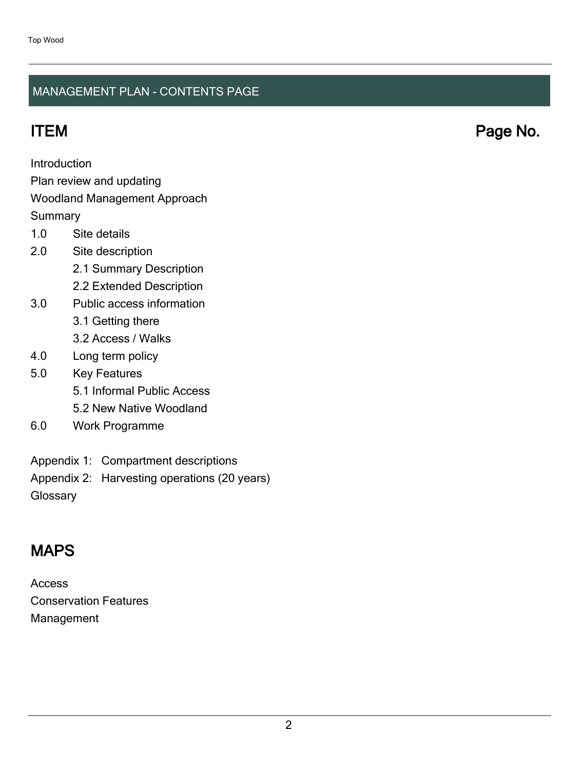## MANAGEMENT PLAN - CONTENTS PAGE

## ITEM Page No.

Introduction

Plan review and updating

Woodland Management Approach

Summary

1.0 Site details

2.0 Site description

- 2.1 Summary Description
- 2.2 Extended Description

3.0 Public access information

- 3.1 Getting there
- 3.2 Access / Walks

4.0 Long term policy

5.0 Key Features

- 5.1 Informal Public Access
- 5.2 New Native Woodland

6.0 Work Programme

Appendix 1: Compartment descriptions

Appendix 2: Harvesting operations (20 years)

Glossary

## MAPS

Access

Conservation Features

Management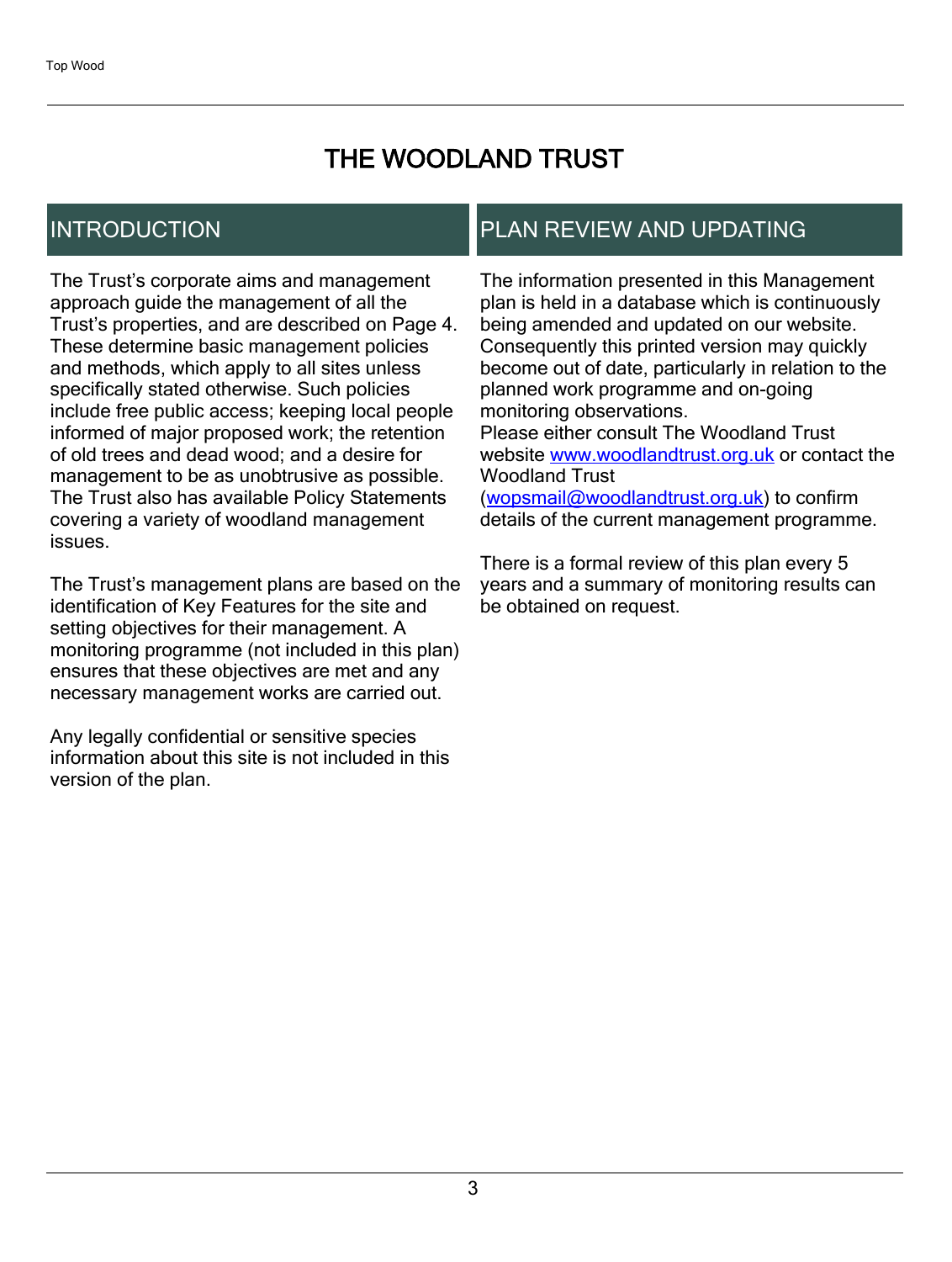# THE WOODLAND TRUST

## INTRODUCTION

The Trust's corporate aims and management approach guide the management of all the Trust's properties, and are described on Page 4. These determine basic management policies and methods, which apply to all sites unless specifically stated otherwise. Such policies include free public access; keeping local people informed of major proposed work; the retention of old trees and dead wood; and a desire for management to be as unobtrusive as possible. The Trust also has available Policy Statements covering a variety of woodland management issues.

The Trust's management plans are based on the identification of Key Features for the site and setting objectives for their management. A monitoring programme (not included in this plan) ensures that these objectives are met and any necessary management works are carried out.

Any legally confidential or sensitive species information about this site is not included in this version of the plan.

## PLAN REVIEW AND UPDATING

The information presented in this Management plan is held in a database which is continuously being amended and updated on our website. Consequently this printed version may quickly become out of date, particularly in relation to the planned work programme and on-going monitoring observations.
Please either consult The Woodland Trust website [www.woodlandtrust.org.uk](http://www.woodlandtrust.org.uk) or contact the Woodland Trust ([wopsmail@woodlandtrust.org.uk](mailto:wopsmail@woodlandtrust.org.uk)) to confirm details of the current management programme.

There is a formal review of this plan every 5 years and a summary of monitoring results can be obtained on request.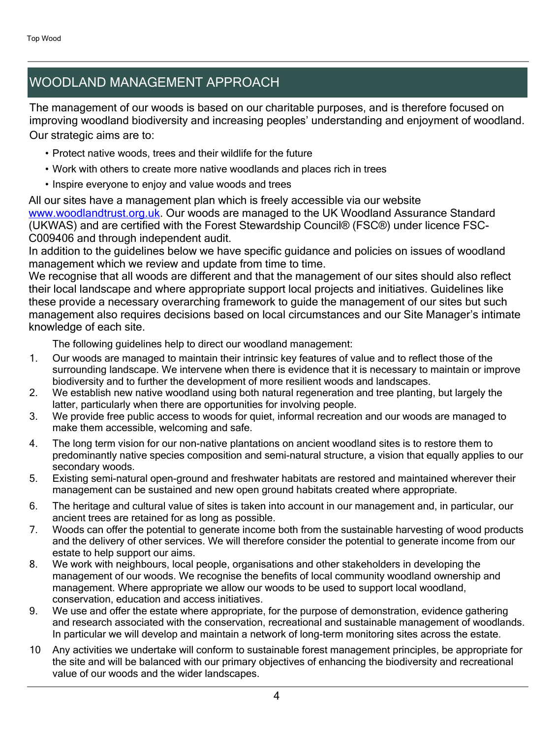## WOODLAND MANAGEMENT APPROACH

The management of our woods is based on our charitable purposes, and is therefore focused on improving woodland biodiversity and increasing peoples' understanding and enjoyment of woodland. Our strategic aims are to:

- Protect native woods, trees and their wildlife for the future
- Work with others to create more native woodlands and places rich in trees
- Inspire everyone to enjoy and value woods and trees

All our sites have a management plan which is freely accessible via our website [www.woodlandtrust.org.uk](http://www.woodlandtrust.org.uk). Our woods are managed to the UK Woodland Assurance Standard (UKWAS) and are certified with the Forest Stewardship Council® (FSC®) under licence FSC-C009406 and through independent audit.

In addition to the guidelines below we have specific guidance and policies on issues of woodland management which we review and update from time to time.

We recognise that all woods are different and that the management of our sites should also reflect their local landscape and where appropriate support local projects and initiatives. Guidelines like these provide a necessary overarching framework to guide the management of our sites but such management also requires decisions based on local circumstances and our Site Manager's intimate knowledge of each site.

The following guidelines help to direct our woodland management:

1. Our woods are managed to maintain their intrinsic key features of value and to reflect those of the surrounding landscape. We intervene when there is evidence that it is necessary to maintain or improve biodiversity and to further the development of more resilient woods and landscapes.
2. We establish new native woodland using both natural regeneration and tree planting, but largely the latter, particularly when there are opportunities for involving people.
3. We provide free public access to woods for quiet, informal recreation and our woods are managed to make them accessible, welcoming and safe.
4. The long term vision for our non-native plantations on ancient woodland sites is to restore them to predominantly native species composition and semi-natural structure, a vision that equally applies to our secondary woods.
5. Existing semi-natural open-ground and freshwater habitats are restored and maintained wherever their management can be sustained and new open ground habitats created where appropriate.
6. The heritage and cultural value of sites is taken into account in our management and, in particular, our ancient trees are retained for as long as possible.
7. Woods can offer the potential to generate income both from the sustainable harvesting of wood products and the delivery of other services. We will therefore consider the potential to generate income from our estate to help support our aims.
8. We work with neighbours, local people, organisations and other stakeholders in developing the management of our woods. We recognise the benefits of local community woodland ownership and management. Where appropriate we allow our woods to be used to support local woodland, conservation, education and access initiatives.
9. We use and offer the estate where appropriate, for the purpose of demonstration, evidence gathering and research associated with the conservation, recreational and sustainable management of woodlands. In particular we will develop and maintain a network of long-term monitoring sites across the estate.
10. Any activities we undertake will conform to sustainable forest management principles, be appropriate for the site and will be balanced with our primary objectives of enhancing the biodiversity and recreational value of our woods and the wider landscapes.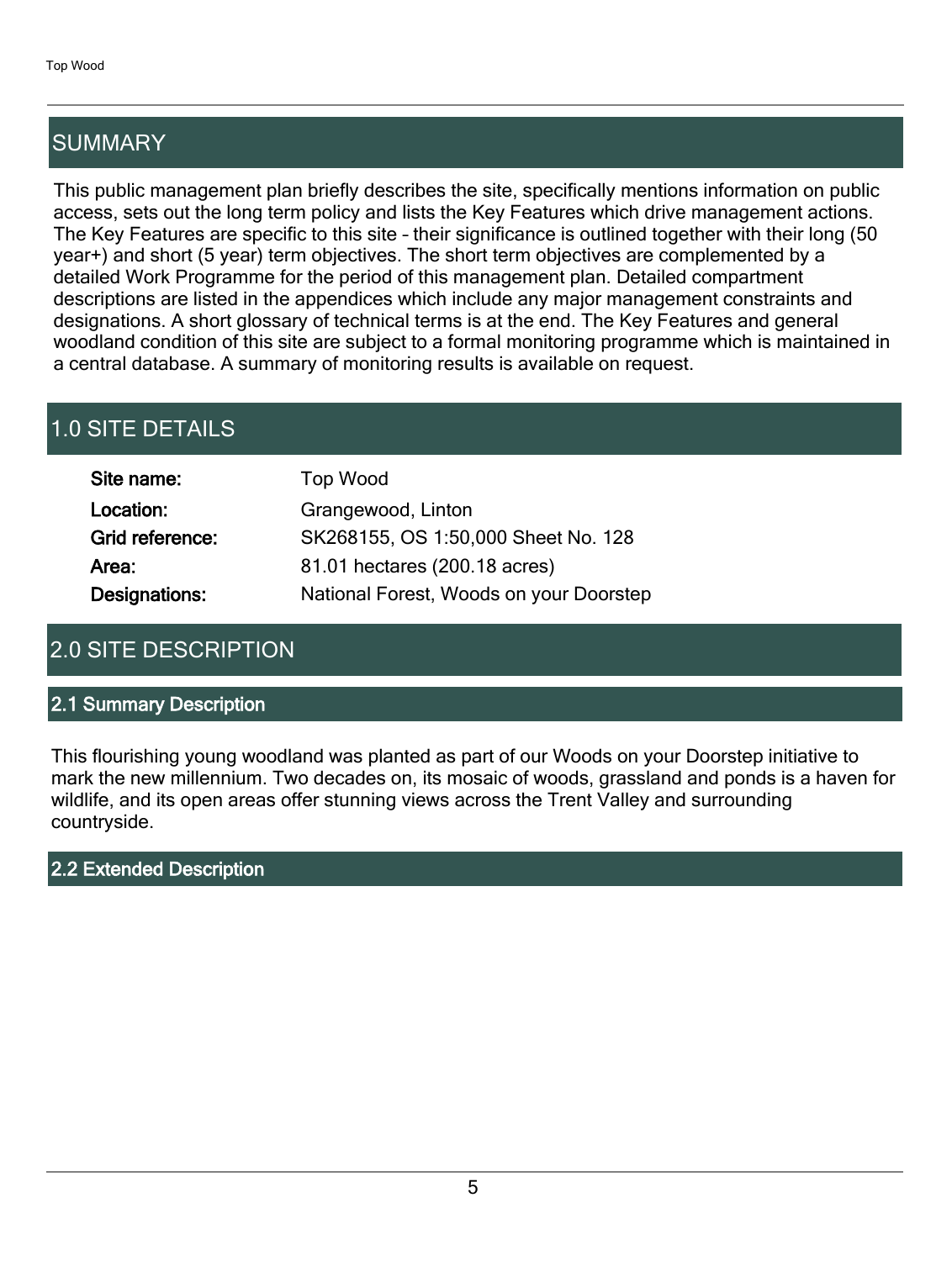## SUMMARY

This public management plan briefly describes the site, specifically mentions information on public access, sets out the long term policy and lists the Key Features which drive management actions. The Key Features are specific to this site – their significance is outlined together with their long (50 year+) and short (5 year) term objectives. The short term objectives are complemented by a detailed Work Programme for the period of this management plan. Detailed compartment descriptions are listed in the appendices which include any major management constraints and designations. A short glossary of technical terms is at the end. The Key Features and general woodland condition of this site are subject to a formal monitoring programme which is maintained in a central database. A summary of monitoring results is available on request.

## 1.0 SITE DETAILS

| | |
|---|---|
| **Site name:** | Top Wood |
| **Location:** | Grangewood, Linton |
| **Grid reference:** | SK268155, OS 1:50,000 Sheet No. 128 |
| **Area:** | 81.01 hectares (200.18 acres) |
| **Designations:** | National Forest, Woods on your Doorstep |

## 2.0 SITE DESCRIPTION

### 2.1 Summary Description

This flourishing young woodland was planted as part of our Woods on your Doorstep initiative to mark the new millennium. Two decades on, its mosaic of woods, grassland and ponds is a haven for wildlife, and its open areas offer stunning views across the Trent Valley and surrounding countryside.

### 2.2 Extended Description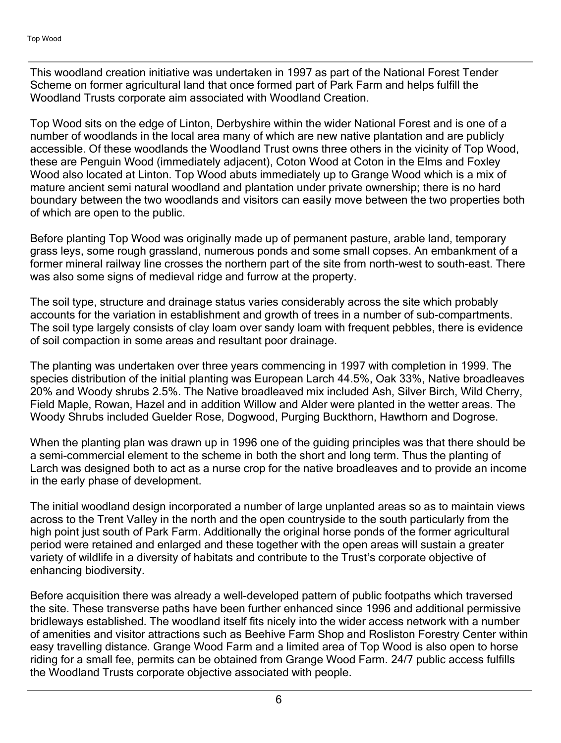This woodland creation initiative was undertaken in 1997 as part of the National Forest Tender Scheme on former agricultural land that once formed part of Park Farm and helps fulfill the Woodland Trusts corporate aim associated with Woodland Creation.

Top Wood sits on the edge of Linton, Derbyshire within the wider National Forest and is one of a number of woodlands in the local area many of which are new native plantation and are publicly accessible. Of these woodlands the Woodland Trust owns three others in the vicinity of Top Wood, these are Penguin Wood (immediately adjacent), Coton Wood at Coton in the Elms and Foxley Wood also located at Linton. Top Wood abuts immediately up to Grange Wood which is a mix of mature ancient semi natural woodland and plantation under private ownership; there is no hard boundary between the two woodlands and visitors can easily move between the two properties both of which are open to the public.

Before planting Top Wood was originally made up of permanent pasture, arable land, temporary grass leys, some rough grassland, numerous ponds and some small copses. An embankment of a former mineral railway line crosses the northern part of the site from north-west to south-east. There was also some signs of medieval ridge and furrow at the property.

The soil type, structure and drainage status varies considerably across the site which probably accounts for the variation in establishment and growth of trees in a number of sub-compartments. The soil type largely consists of clay loam over sandy loam with frequent pebbles, there is evidence of soil compaction in some areas and resultant poor drainage.

The planting was undertaken over three years commencing in 1997 with completion in 1999. The species distribution of the initial planting was European Larch 44.5%, Oak 33%, Native broadleaves 20% and Woody shrubs 2.5%. The Native broadleaved mix included Ash, Silver Birch, Wild Cherry, Field Maple, Rowan, Hazel and in addition Willow and Alder were planted in the wetter areas. The Woody Shrubs included Guelder Rose, Dogwood, Purging Buckthorn, Hawthorn and Dogrose.

When the planting plan was drawn up in 1996 one of the guiding principles was that there should be a semi-commercial element to the scheme in both the short and long term. Thus the planting of Larch was designed both to act as a nurse crop for the native broadleaves and to provide an income in the early phase of development.

The initial woodland design incorporated a number of large unplanted areas so as to maintain views across to the Trent Valley in the north and the open countryside to the south particularly from the high point just south of Park Farm. Additionally the original horse ponds of the former agricultural period were retained and enlarged and these together with the open areas will sustain a greater variety of wildlife in a diversity of habitats and contribute to the Trust's corporate objective of enhancing biodiversity.

Before acquisition there was already a well-developed pattern of public footpaths which traversed the site. These transverse paths have been further enhanced since 1996 and additional permissive bridleways established. The woodland itself fits nicely into the wider access network with a number of amenities and visitor attractions such as Beehive Farm Shop and Rosliston Forestry Center within easy travelling distance. Grange Wood Farm and a limited area of Top Wood is also open to horse riding for a small fee, permits can be obtained from Grange Wood Farm. 24/7 public access fulfills the Woodland Trusts corporate objective associated with people.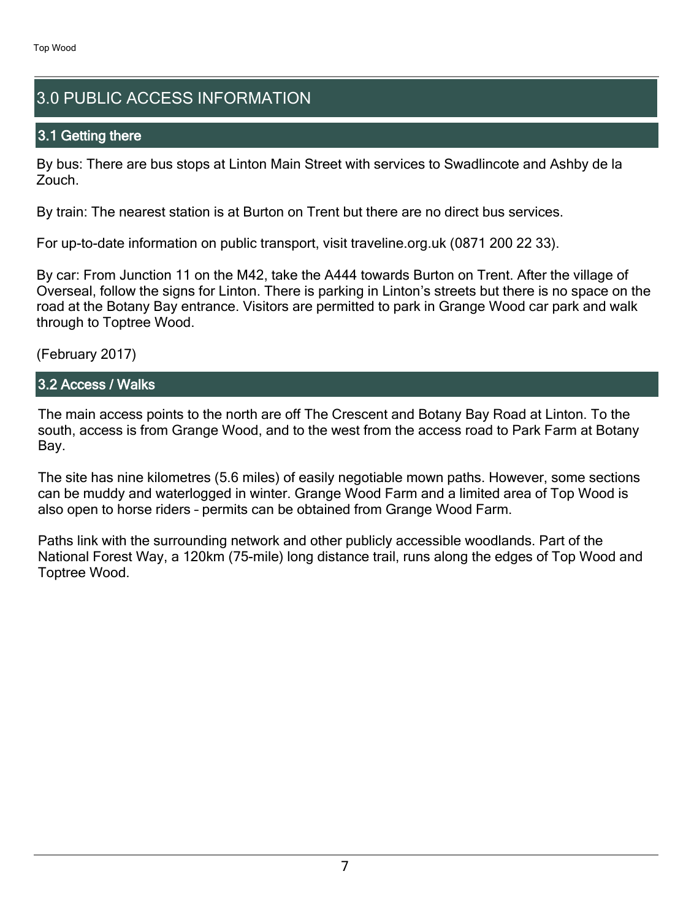## 3.0 PUBLIC ACCESS INFORMATION

### 3.1 Getting there

By bus: There are bus stops at Linton Main Street with services to Swadlincote and Ashby de la Zouch.

By train: The nearest station is at Burton on Trent but there are no direct bus services.

For up-to-date information on public transport, visit traveline.org.uk (0871 200 22 33).

By car: From Junction 11 on the M42, take the A444 towards Burton on Trent. After the village of Overseal, follow the signs for Linton. There is parking in Linton's streets but there is no space on the road at the Botany Bay entrance. Visitors are permitted to park in Grange Wood car park and walk through to Toptree Wood.

(February 2017)

### 3.2 Access / Walks

The main access points to the north are off The Crescent and Botany Bay Road at Linton. To the south, access is from Grange Wood, and to the west from the access road to Park Farm at Botany Bay.

The site has nine kilometres (5.6 miles) of easily negotiable mown paths. However, some sections can be muddy and waterlogged in winter. Grange Wood Farm and a limited area of Top Wood is also open to horse riders – permits can be obtained from Grange Wood Farm.

Paths link with the surrounding network and other publicly accessible woodlands. Part of the National Forest Way, a 120km (75-mile) long distance trail, runs along the edges of Top Wood and Toptree Wood.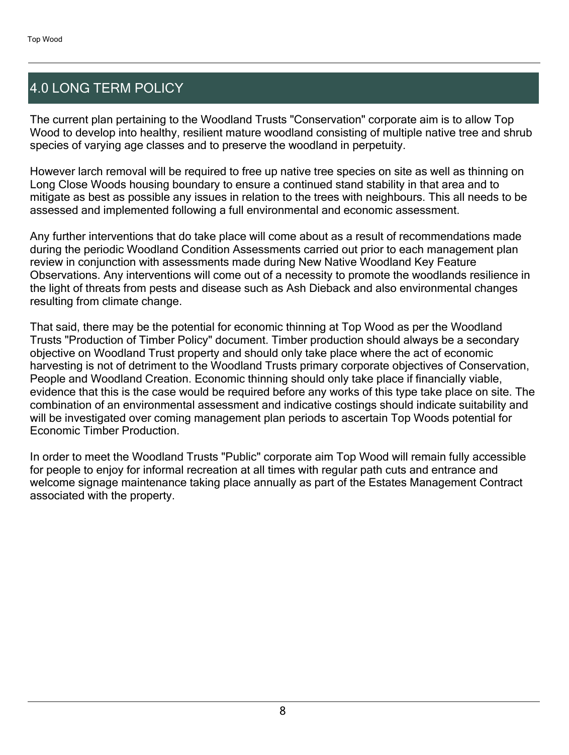# 4.0 LONG TERM POLICY

The current plan pertaining to the Woodland Trusts "Conservation" corporate aim is to allow Top Wood to develop into healthy, resilient mature woodland consisting of multiple native tree and shrub species of varying age classes and to preserve the woodland in perpetuity.

However larch removal will be required to free up native tree species on site as well as thinning on Long Close Woods housing boundary to ensure a continued stand stability in that area and to mitigate as best as possible any issues in relation to the trees with neighbours. This all needs to be assessed and implemented following a full environmental and economic assessment.

Any further interventions that do take place will come about as a result of recommendations made during the periodic Woodland Condition Assessments carried out prior to each management plan review in conjunction with assessments made during New Native Woodland Key Feature Observations. Any interventions will come out of a necessity to promote the woodlands resilience in the light of threats from pests and disease such as Ash Dieback and also environmental changes resulting from climate change.

That said, there may be the potential for economic thinning at Top Wood as per the Woodland Trusts "Production of Timber Policy" document. Timber production should always be a secondary objective on Woodland Trust property and should only take place where the act of economic harvesting is not of detriment to the Woodland Trusts primary corporate objectives of Conservation, People and Woodland Creation. Economic thinning should only take place if financially viable, evidence that this is the case would be required before any works of this type take place on site. The combination of an environmental assessment and indicative costings should indicate suitability and will be investigated over coming management plan periods to ascertain Top Woods potential for Economic Timber Production.

In order to meet the Woodland Trusts "Public" corporate aim Top Wood will remain fully accessible for people to enjoy for informal recreation at all times with regular path cuts and entrance and welcome signage maintenance taking place annually as part of the Estates Management Contract associated with the property.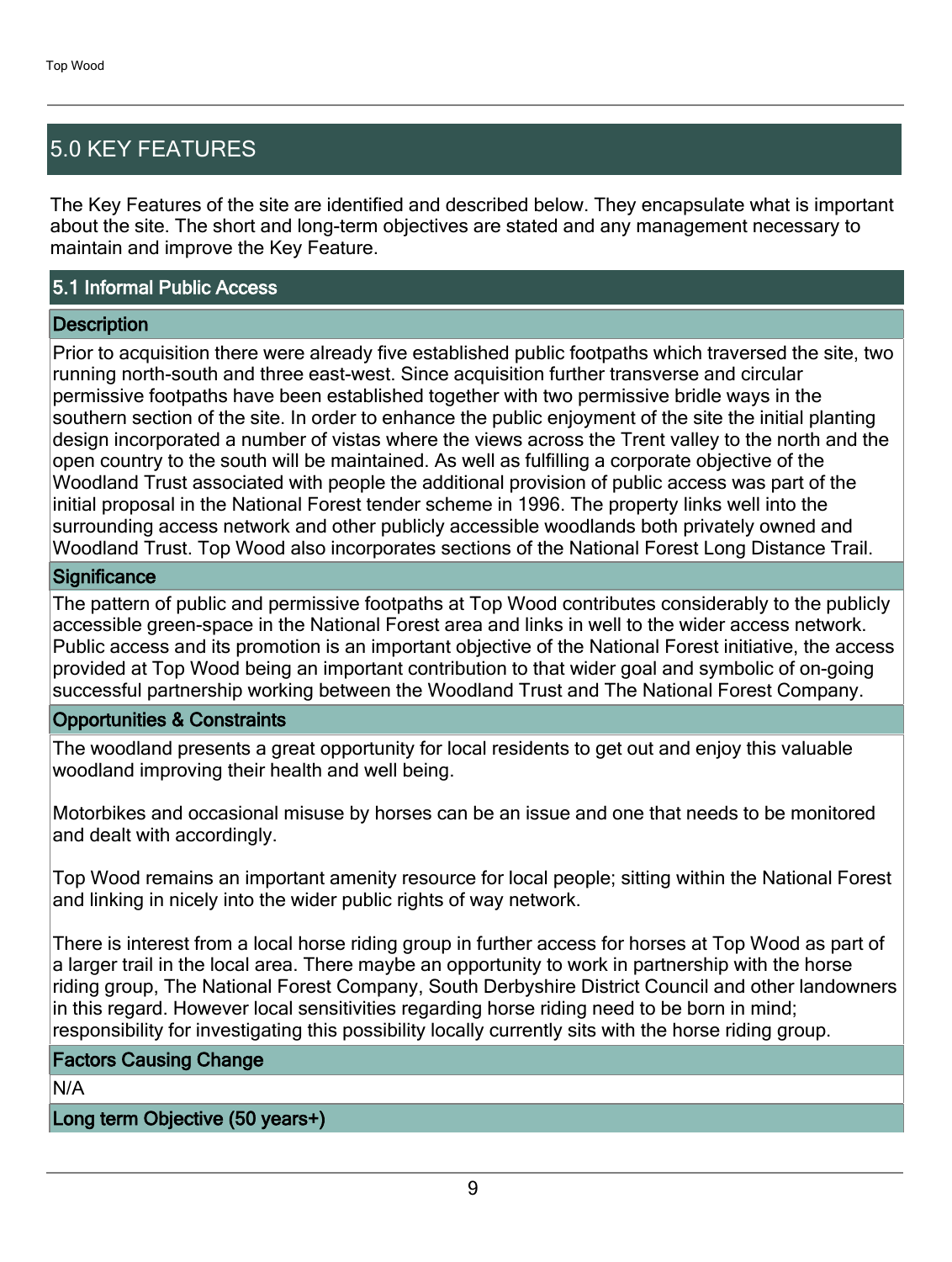## 5.0 KEY FEATURES

The Key Features of the site are identified and described below. They encapsulate what is important about the site. The short and long-term objectives are stated and any management necessary to maintain and improve the Key Feature.

### 5.1 Informal Public Access

#### Description

Prior to acquisition there were already five established public footpaths which traversed the site, two running north-south and three east-west. Since acquisition further transverse and circular permissive footpaths have been established together with two permissive bridle ways in the southern section of the site. In order to enhance the public enjoyment of the site the initial planting design incorporated a number of vistas where the views across the Trent valley to the north and the open country to the south will be maintained. As well as fulfilling a corporate objective of the Woodland Trust associated with people the additional provision of public access was part of the initial proposal in the National Forest tender scheme in 1996. The property links well into the surrounding access network and other publicly accessible woodlands both privately owned and Woodland Trust. Top Wood also incorporates sections of the National Forest Long Distance Trail.

#### Significance

The pattern of public and permissive footpaths at Top Wood contributes considerably to the publicly accessible green-space in the National Forest area and links in well to the wider access network. Public access and its promotion is an important objective of the National Forest initiative, the access provided at Top Wood being an important contribution to that wider goal and symbolic of on-going successful partnership working between the Woodland Trust and The National Forest Company.

#### Opportunities & Constraints

The woodland presents a great opportunity for local residents to get out and enjoy this valuable woodland improving their health and well being.

Motorbikes and occasional misuse by horses can be an issue and one that needs to be monitored and dealt with accordingly.

Top Wood remains an important amenity resource for local people; sitting within the National Forest and linking in nicely into the wider public rights of way network.

There is interest from a local horse riding group in further access for horses at Top Wood as part of a larger trail in the local area. There maybe an opportunity to work in partnership with the horse riding group, The National Forest Company, South Derbyshire District Council and other landowners in this regard. However local sensitivities regarding horse riding need to be born in mind; responsibility for investigating this possibility locally currently sits with the horse riding group.

#### Factors Causing Change

N/A

#### Long term Objective (50 years+)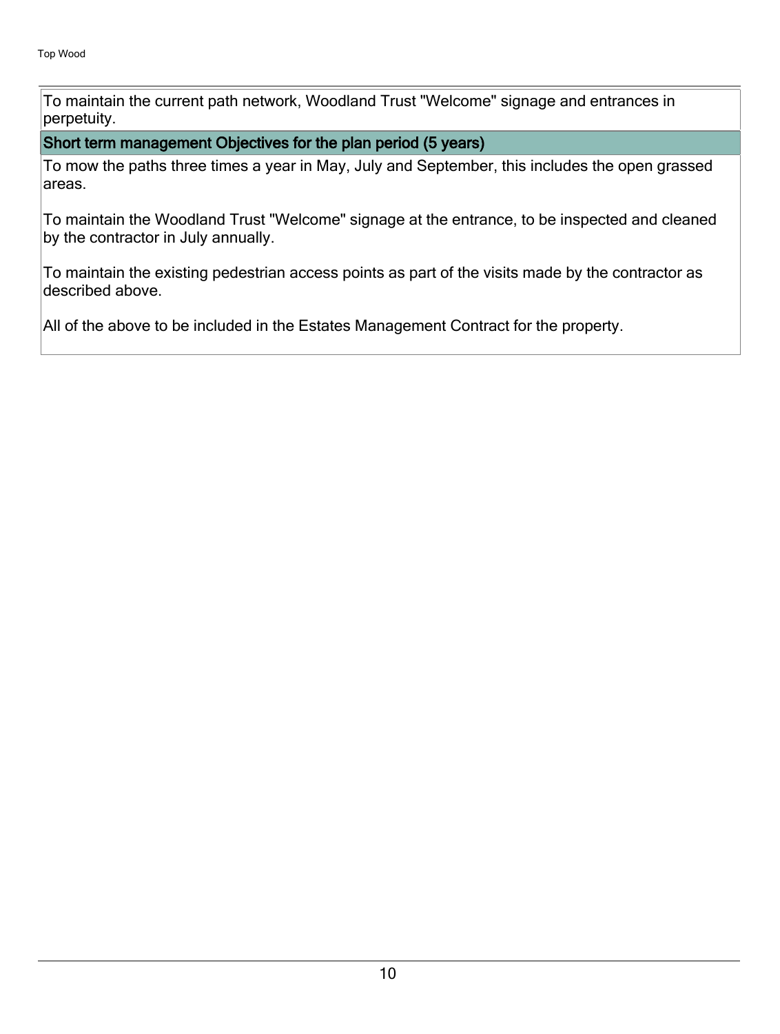To maintain the current path network, Woodland Trust "Welcome" signage and entrances in perpetuity.

**Short term management Objectives for the plan period (5 years)**

To mow the paths three times a year in May, July and September, this includes the open grassed areas.

To maintain the Woodland Trust "Welcome" signage at the entrance, to be inspected and cleaned by the contractor in July annually.

To maintain the existing pedestrian access points as part of the visits made by the contractor as described above.

All of the above to be included in the Estates Management Contract for the property.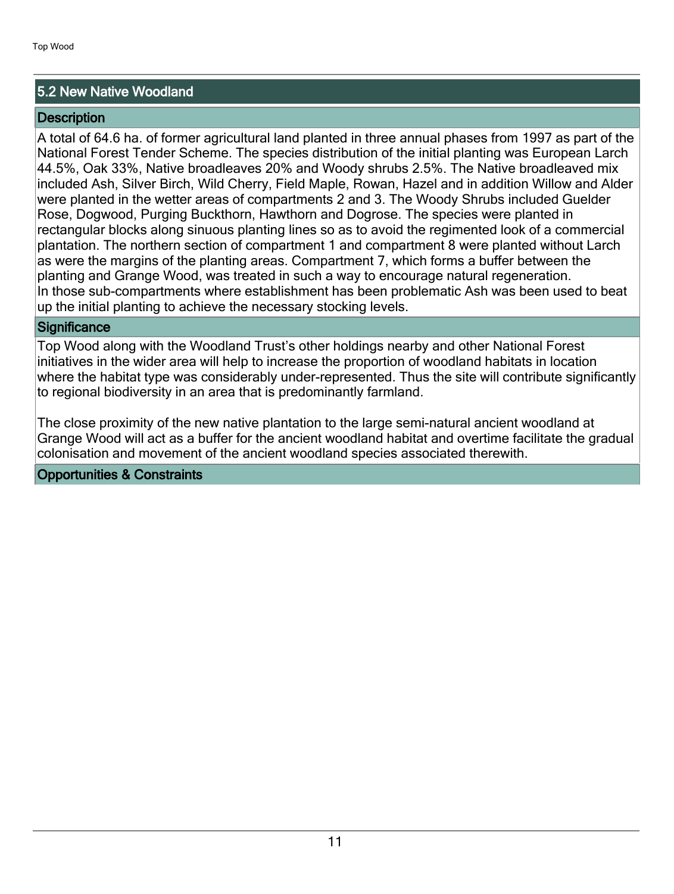## 5.2 New Native Woodland

### Description

A total of 64.6 ha. of former agricultural land planted in three annual phases from 1997 as part of the National Forest Tender Scheme. The species distribution of the initial planting was European Larch 44.5%, Oak 33%, Native broadleaves 20% and Woody shrubs 2.5%. The Native broadleaved mix included Ash, Silver Birch, Wild Cherry, Field Maple, Rowan, Hazel and in addition Willow and Alder were planted in the wetter areas of compartments 2 and 3. The Woody Shrubs included Guelder Rose, Dogwood, Purging Buckthorn, Hawthorn and Dogrose. The species were planted in rectangular blocks along sinuous planting lines so as to avoid the regimented look of a commercial plantation. The northern section of compartment 1 and compartment 8 were planted without Larch as were the margins of the planting areas. Compartment 7, which forms a buffer between the planting and Grange Wood, was treated in such a way to encourage natural regeneration.
In those sub-compartments where establishment has been problematic Ash was been used to beat up the initial planting to achieve the necessary stocking levels.

### Significance

Top Wood along with the Woodland Trust's other holdings nearby and other National Forest initiatives in the wider area will help to increase the proportion of woodland habitats in location where the habitat type was considerably under-represented. Thus the site will contribute significantly to regional biodiversity in an area that is predominantly farmland.

The close proximity of the new native plantation to the large semi-natural ancient woodland at Grange Wood will act as a buffer for the ancient woodland habitat and overtime facilitate the gradual colonisation and movement of the ancient woodland species associated therewith.

### Opportunities & Constraints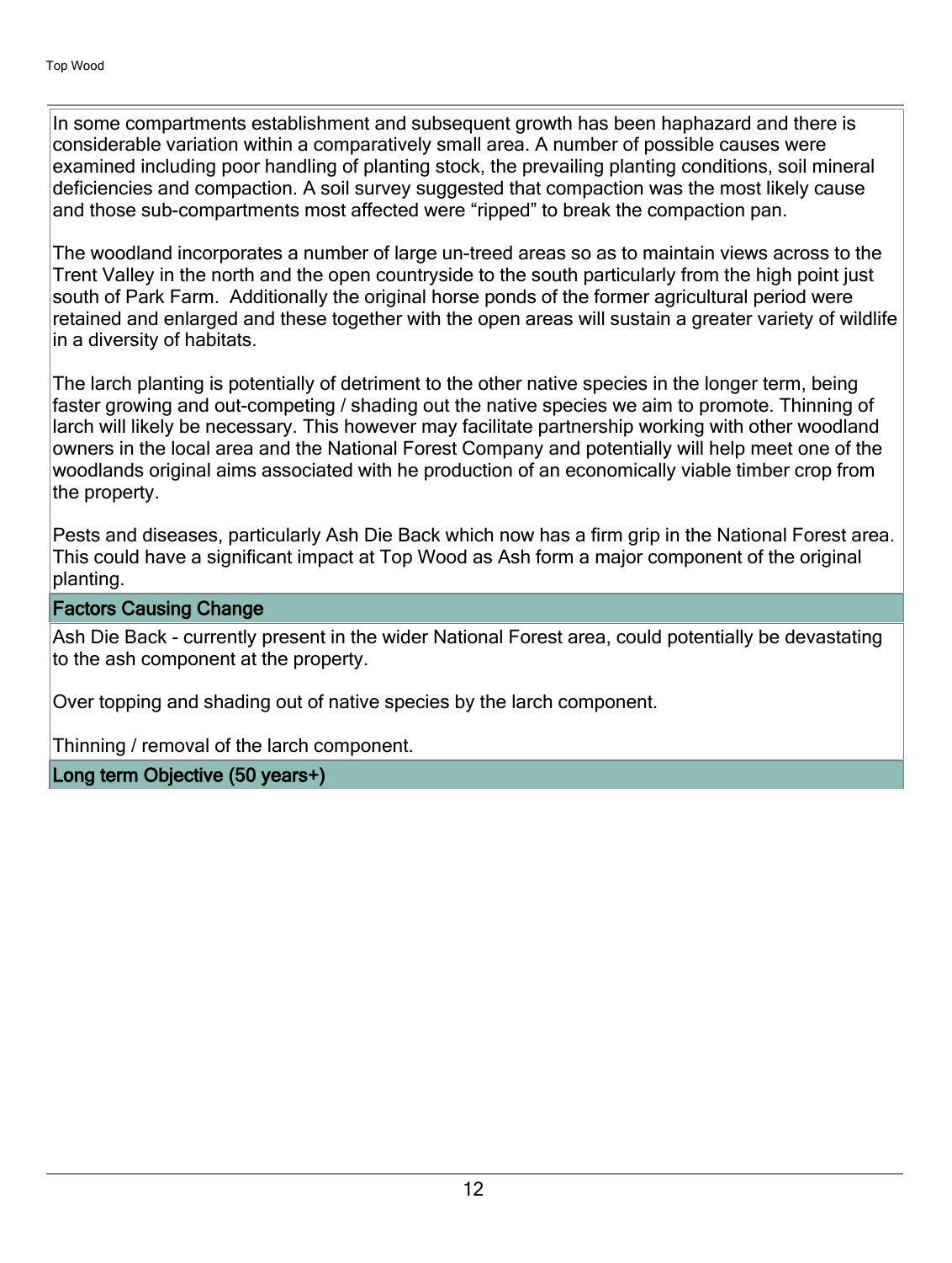In some compartments establishment and subsequent growth has been haphazard and there is considerable variation within a comparatively small area. A number of possible causes were examined including poor handling of planting stock, the prevailing planting conditions, soil mineral deficiencies and compaction. A soil survey suggested that compaction was the most likely cause and those sub-compartments most affected were “ripped” to break the compaction pan.

The woodland incorporates a number of large un-treed areas so as to maintain views across to the Trent Valley in the north and the open countryside to the south particularly from the high point just south of Park Farm. Additionally the original horse ponds of the former agricultural period were retained and enlarged and these together with the open areas will sustain a greater variety of wildlife in a diversity of habitats.

The larch planting is potentially of detriment to the other native species in the longer term, being faster growing and out-competing / shading out the native species we aim to promote. Thinning of larch will likely be necessary. This however may facilitate partnership working with other woodland owners in the local area and the National Forest Company and potentially will help meet one of the woodlands original aims associated with he production of an economically viable timber crop from the property.

Pests and diseases, particularly Ash Die Back which now has a firm grip in the National Forest area. This could have a significant impact at Top Wood as Ash form a major component of the original planting.

### Factors Causing Change

Ash Die Back - currently present in the wider National Forest area, could potentially be devastating to the ash component at the property.

Over topping and shading out of native species by the larch component.

Thinning / removal of the larch component.

### Long term Objective (50 years+)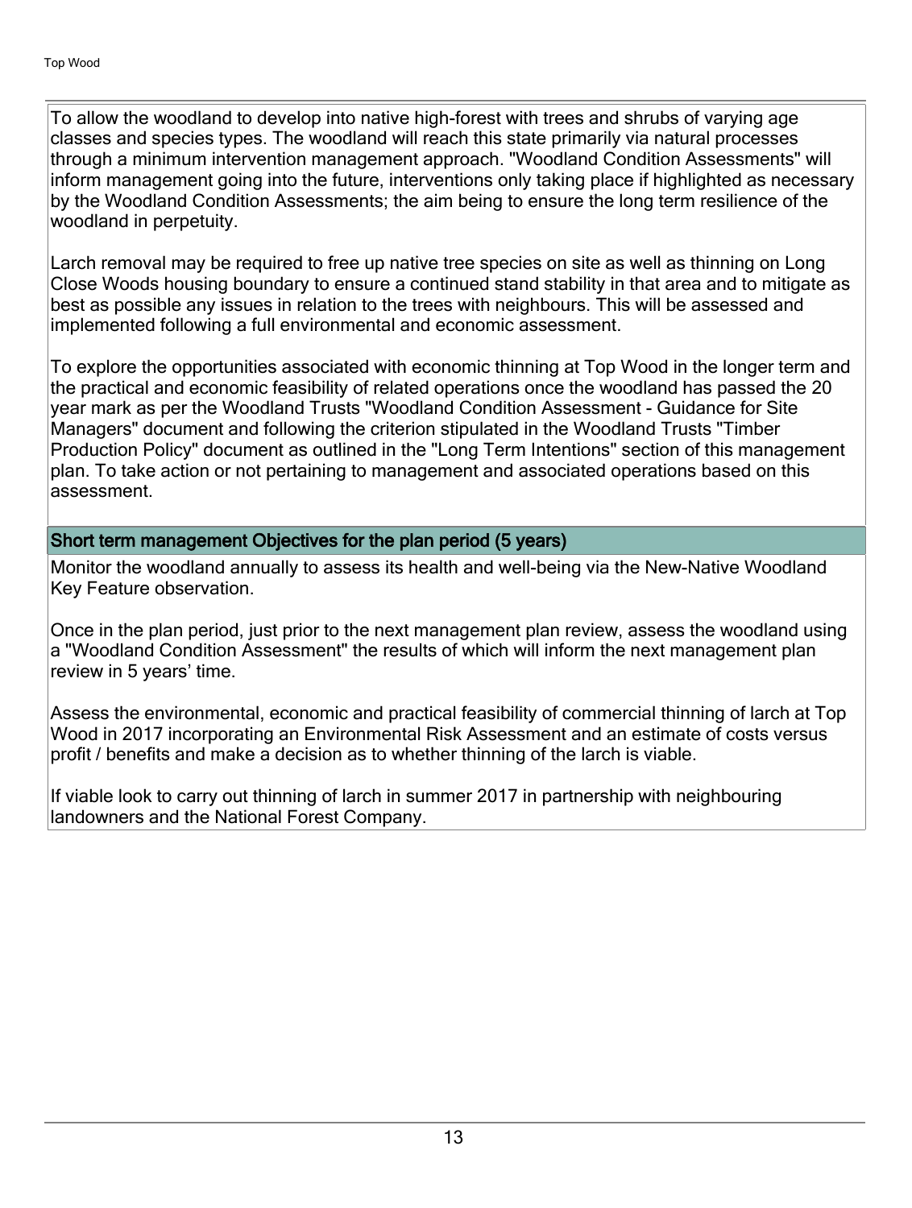To allow the woodland to develop into native high-forest with trees and shrubs of varying age classes and species types. The woodland will reach this state primarily via natural processes through a minimum intervention management approach. "Woodland Condition Assessments" will inform management going into the future, interventions only taking place if highlighted as necessary by the Woodland Condition Assessments; the aim being to ensure the long term resilience of the woodland in perpetuity.

Larch removal may be required to free up native tree species on site as well as thinning on Long Close Woods housing boundary to ensure a continued stand stability in that area and to mitigate as best as possible any issues in relation to the trees with neighbours. This will be assessed and implemented following a full environmental and economic assessment.

To explore the opportunities associated with economic thinning at Top Wood in the longer term and the practical and economic feasibility of related operations once the woodland has passed the 20 year mark as per the Woodland Trusts "Woodland Condition Assessment - Guidance for Site Managers" document and following the criterion stipulated in the Woodland Trusts "Timber Production Policy" document as outlined in the "Long Term Intentions" section of this management plan. To take action or not pertaining to management and associated operations based on this assessment.

### Short term management Objectives for the plan period (5 years)

Monitor the woodland annually to assess its health and well-being via the New-Native Woodland Key Feature observation.

Once in the plan period, just prior to the next management plan review, assess the woodland using a "Woodland Condition Assessment" the results of which will inform the next management plan review in 5 years' time.

Assess the environmental, economic and practical feasibility of commercial thinning of larch at Top Wood in 2017 incorporating an Environmental Risk Assessment and an estimate of costs versus profit / benefits and make a decision as to whether thinning of the larch is viable.

If viable look to carry out thinning of larch in summer 2017 in partnership with neighbouring landowners and the National Forest Company.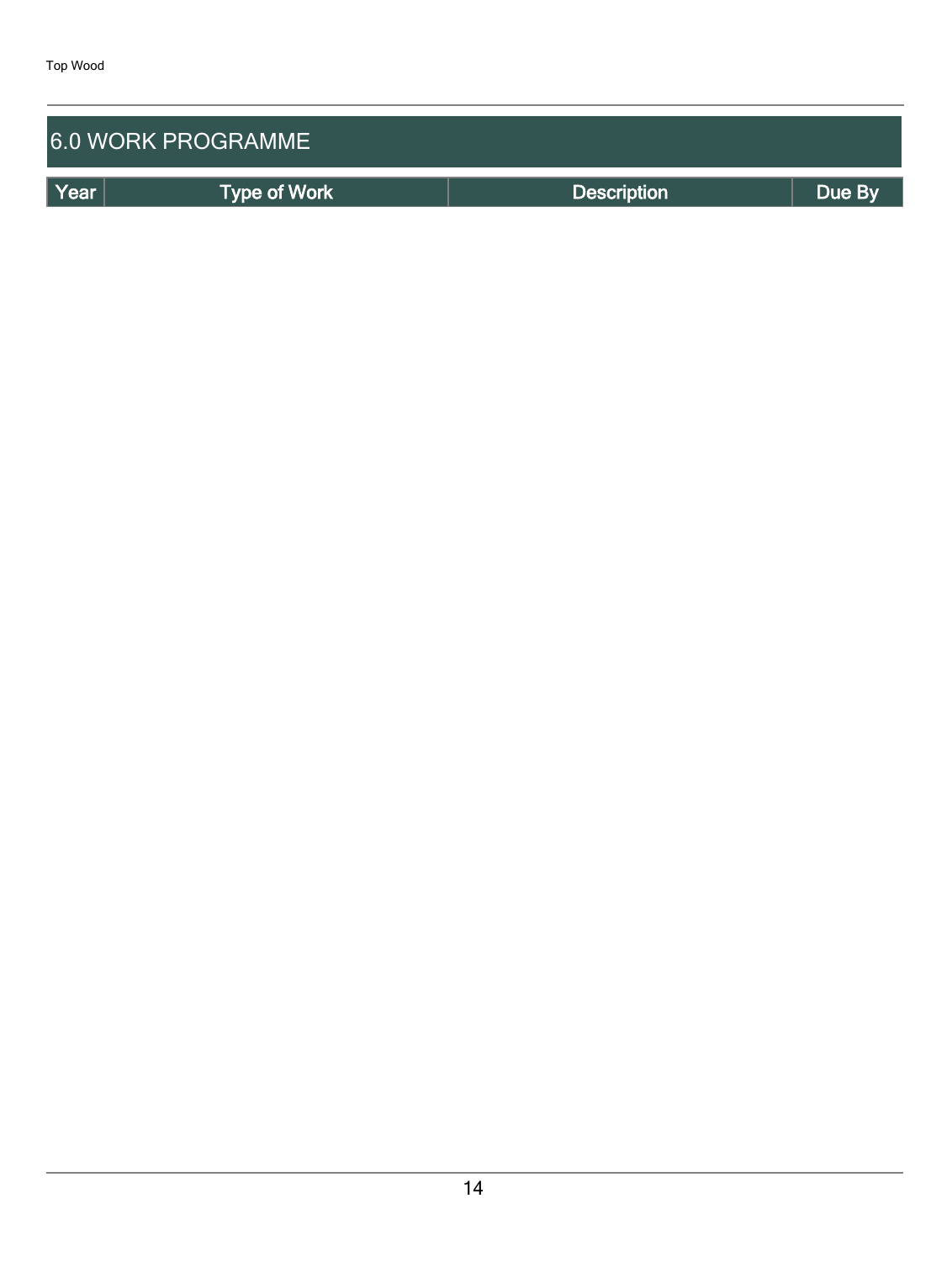## 6.0 WORK PROGRAMME

| Year | Type of Work | Description | Due By |
| --- | --- | --- | --- |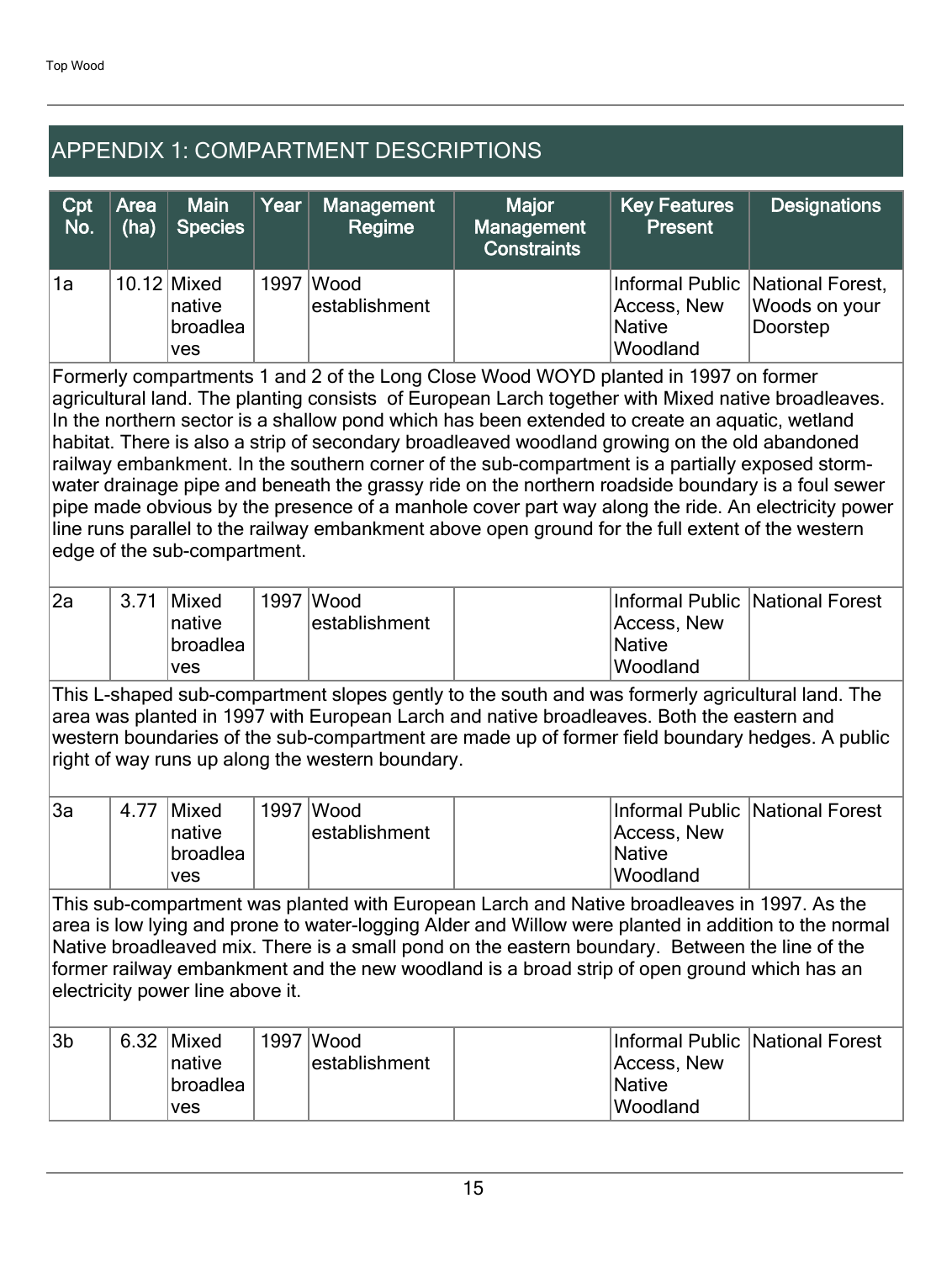## APPENDIX 1: COMPARTMENT DESCRIPTIONS

| Cpt No. | Area (ha) | Main Species | Year | Management Regime | Major Management Constraints | Key Features Present | Designations |
|---|---|---|---|---|---|---|---|
| 1a | 10.12 | Mixed native broadleaves | 1997 | Wood establishment | | Informal Public Access, New Native Woodland | National Forest, Woods on your Doorstep |
| Formerly compartments 1 and 2 of the Long Close Wood WOYD planted in 1997 on former agricultural land. The planting consists of European Larch together with Mixed native broadleaves. In the northern sector is a shallow pond which has been extended to create an aquatic, wetland habitat. There is also a strip of secondary broadleaved woodland growing on the old abandoned railway embankment. In the southern corner of the sub-compartment is a partially exposed storm-water drainage pipe and beneath the grassy ride on the northern roadside boundary is a foul sewer pipe made obvious by the presence of a manhole cover part way along the ride. An electricity power line runs parallel to the railway embankment above open ground for the full extent of the western edge of the sub-compartment. | | | | | | | |
| 2a | 3.71 | Mixed native broadleaves | 1997 | Wood establishment | | Informal Public Access, New Native Woodland | National Forest |
| This L-shaped sub-compartment slopes gently to the south and was formerly agricultural land. The area was planted in 1997 with European Larch and native broadleaves. Both the eastern and western boundaries of the sub-compartment are made up of former field boundary hedges. A public right of way runs up along the western boundary. | | | | | | | |
| 3a | 4.77 | Mixed native broadleaves | 1997 | Wood establishment | | Informal Public Access, New Native Woodland | National Forest |
| This sub-compartment was planted with European Larch and Native broadleaves in 1997. As the area is low lying and prone to water-logging Alder and Willow were planted in addition to the normal Native broadleaved mix. There is a small pond on the eastern boundary. Between the line of the former railway embankment and the new woodland is a broad strip of open ground which has an electricity power line above it. | | | | | | | |
| 3b | 6.32 | Mixed native broadleaves | 1997 | Wood establishment | | Informal Public Access, New Native Woodland | National Forest |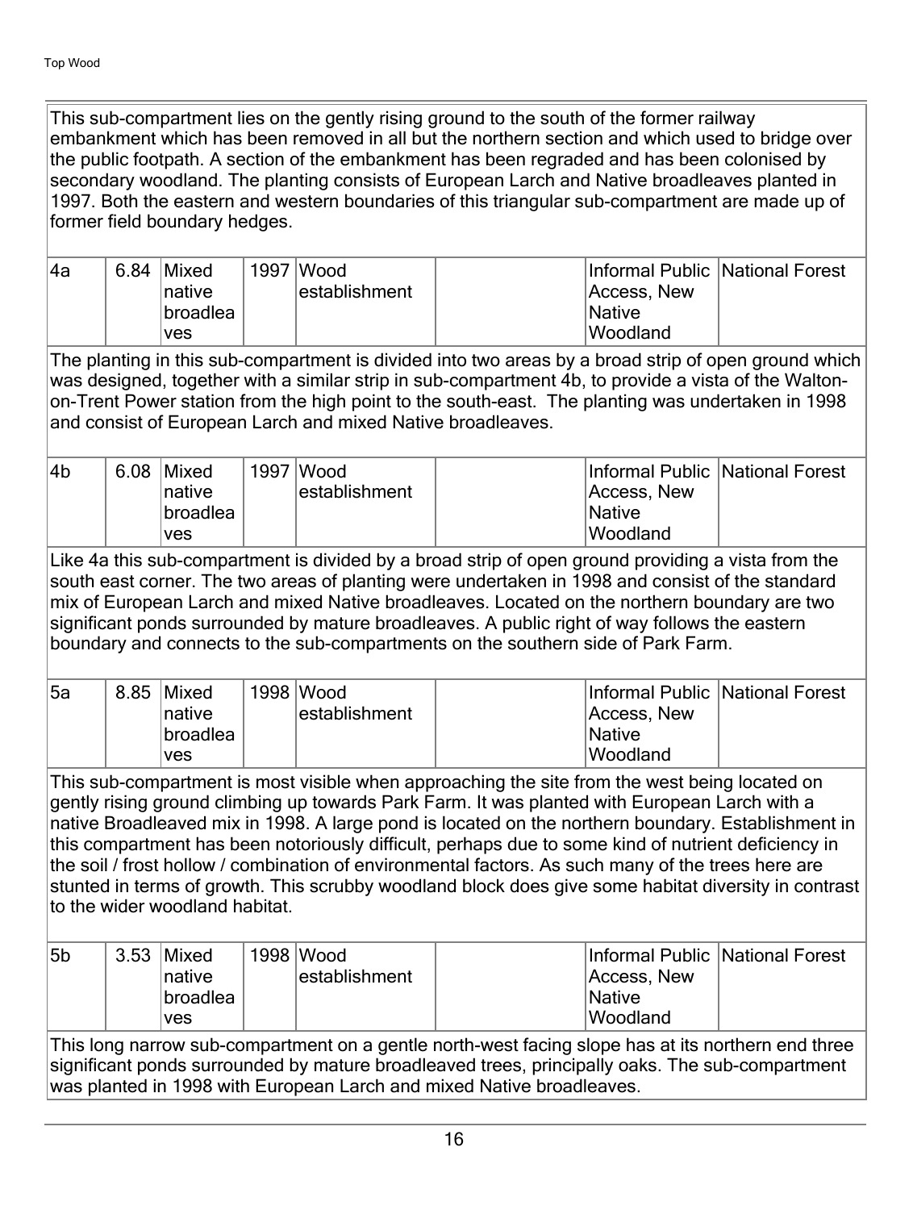This sub-compartment lies on the gently rising ground to the south of the former railway embankment which has been removed in all but the northern section and which used to bridge over the public footpath. A section of the embankment has been regraded and has been colonised by secondary woodland. The planting consists of European Larch and Native broadleaves planted in 1997. Both the eastern and western boundaries of this triangular sub-compartment are made up of former field boundary hedges.

| 4a | 6.84 | Mixed native broadleaves | 1997 | Wood establishment | | Informal Public Access, New Native Woodland | National Forest |
|---|---|---|---|---|---|---|---|

The planting in this sub-compartment is divided into two areas by a broad strip of open ground which was designed, together with a similar strip in sub-compartment 4b, to provide a vista of the Walton-on-Trent Power station from the high point to the south-east. The planting was undertaken in 1998 and consist of European Larch and mixed Native broadleaves.

| 4b | 6.08 | Mixed native broadleaves | 1997 | Wood establishment | | Informal Public Access, New Native Woodland | National Forest |
|---|---|---|---|---|---|---|---|

Like 4a this sub-compartment is divided by a broad strip of open ground providing a vista from the south east corner. The two areas of planting were undertaken in 1998 and consist of the standard mix of European Larch and mixed Native broadleaves. Located on the northern boundary are two significant ponds surrounded by mature broadleaves. A public right of way follows the eastern boundary and connects to the sub-compartments on the southern side of Park Farm.

| 5a | 8.85 | Mixed native broadleaves | 1998 | Wood establishment | | Informal Public Access, New Native Woodland | National Forest |
|---|---|---|---|---|---|---|---|

This sub-compartment is most visible when approaching the site from the west being located on gently rising ground climbing up towards Park Farm. It was planted with European Larch with a native Broadleaved mix in 1998. A large pond is located on the northern boundary. Establishment in this compartment has been notoriously difficult, perhaps due to some kind of nutrient deficiency in the soil / frost hollow / combination of environmental factors. As such many of the trees here are stunted in terms of growth. This scrubby woodland block does give some habitat diversity in contrast to the wider woodland habitat.

| 5b | 3.53 | Mixed native broadleaves | 1998 | Wood establishment | | Informal Public Access, New Native Woodland | National Forest |
|---|---|---|---|---|---|---|---|

This long narrow sub-compartment on a gentle north-west facing slope has at its northern end three significant ponds surrounded by mature broadleaved trees, principally oaks. The sub-compartment was planted in 1998 with European Larch and mixed Native broadleaves.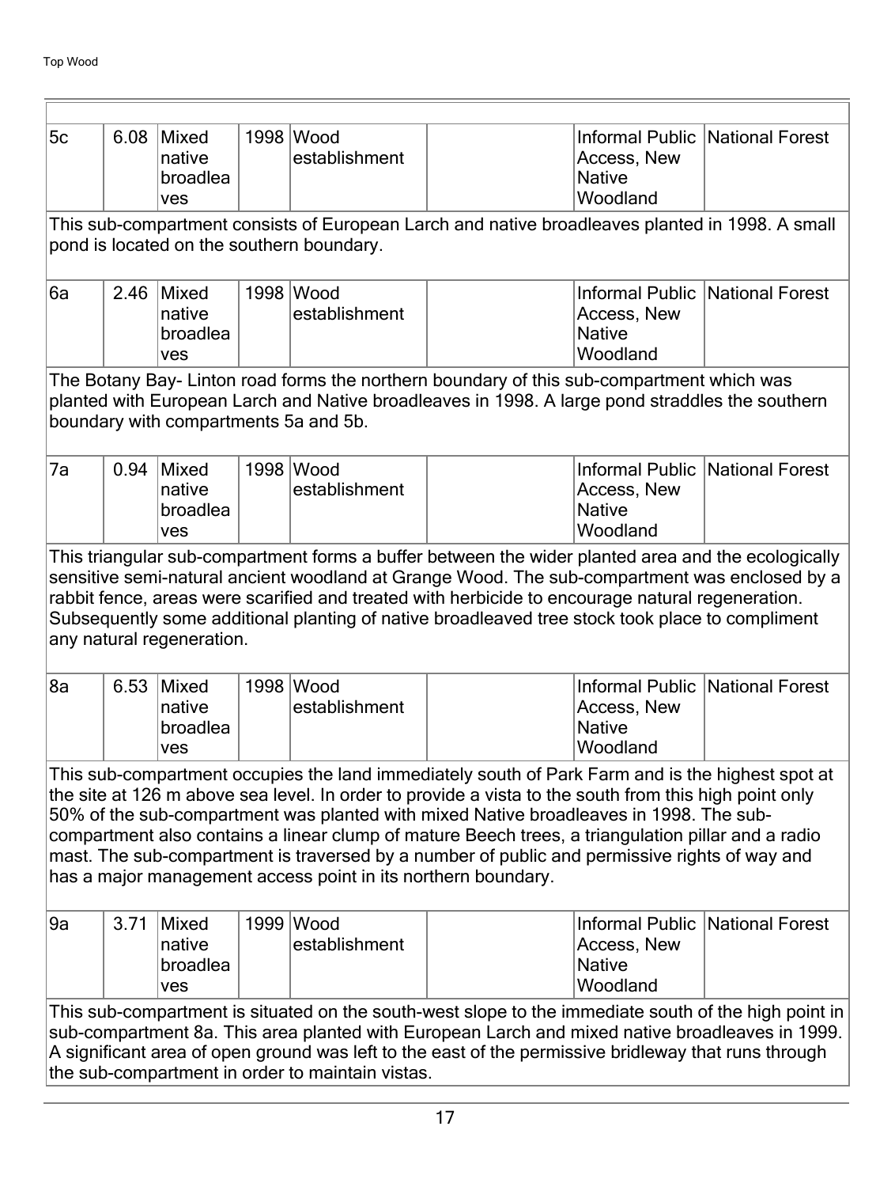| | | | | | | | |
|---|---|---|---|---|---|---|---|
| 5c | 6.08 | Mixed native broadleaves | 1998 | Wood establishment | | Informal Public Access, New Native Woodland | National Forest |

This sub-compartment consists of European Larch and native broadleaves planted in 1998. A small pond is located on the southern boundary.

| | | | | | | | |
|---|---|---|---|---|---|---|---|
| 6a | 2.46 | Mixed native broadleaves | 1998 | Wood establishment | | Informal Public Access, New Native Woodland | National Forest |

The Botany Bay- Linton road forms the northern boundary of this sub-compartment which was planted with European Larch and Native broadleaves in 1998. A large pond straddles the southern boundary with compartments 5a and 5b.

| | | | | | | | |
|---|---|---|---|---|---|---|---|
| 7a | 0.94 | Mixed native broadleaves | 1998 | Wood establishment | | Informal Public Access, New Native Woodland | National Forest |

This triangular sub-compartment forms a buffer between the wider planted area and the ecologically sensitive semi-natural ancient woodland at Grange Wood. The sub-compartment was enclosed by a rabbit fence, areas were scarified and treated with herbicide to encourage natural regeneration. Subsequently some additional planting of native broadleaved tree stock took place to compliment any natural regeneration.

| | | | | | | | |
|---|---|---|---|---|---|---|---|
| 8a | 6.53 | Mixed native broadleaves | 1998 | Wood establishment | | Informal Public Access, New Native Woodland | National Forest |

This sub-compartment occupies the land immediately south of Park Farm and is the highest spot at the site at 126 m above sea level. In order to provide a vista to the south from this high point only 50% of the sub-compartment was planted with mixed Native broadleaves in 1998. The sub-compartment also contains a linear clump of mature Beech trees, a triangulation pillar and a radio mast. The sub-compartment is traversed by a number of public and permissive rights of way and has a major management access point in its northern boundary.

| | | | | | | | |
|---|---|---|---|---|---|---|---|
| 9a | 3.71 | Mixed native broadleaves | 1999 | Wood establishment | | Informal Public Access, New Native Woodland | National Forest |

This sub-compartment is situated on the south-west slope to the immediate south of the high point in sub-compartment 8a. This area planted with European Larch and mixed native broadleaves in 1999. A significant area of open ground was left to the east of the permissive bridleway that runs through the sub-compartment in order to maintain vistas.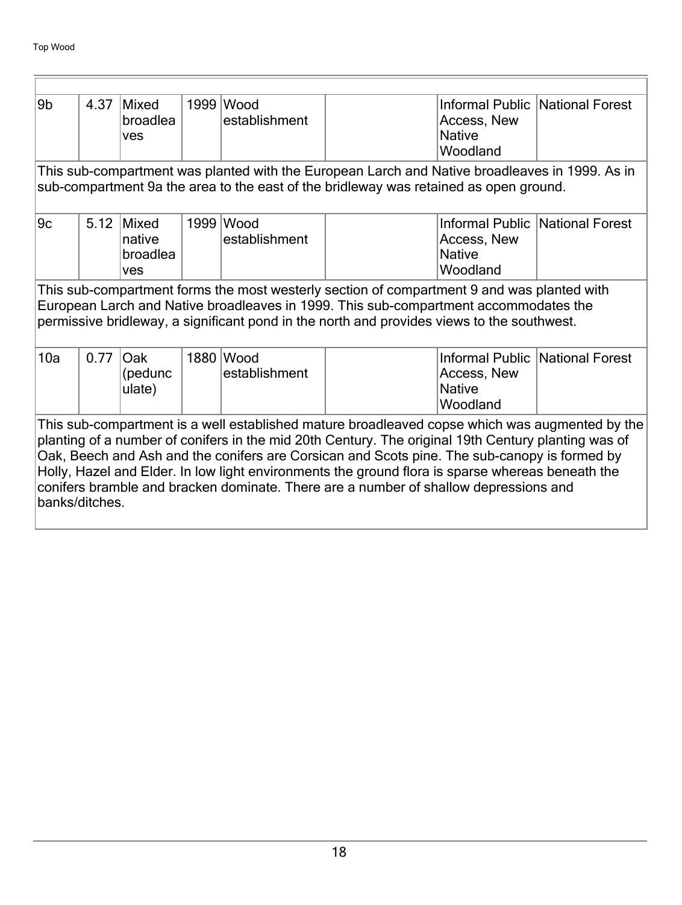| | | | | | | | |
|---|---|---|---|---|---|---|---|
| 9b | 4.37 | Mixed broadleaves | 1999 | Wood establishment | | Informal Public Access, New Native Woodland | National Forest |
| This sub-compartment was planted with the European Larch and Native broadleaves in 1999. As in sub-compartment 9a the area to the east of the bridleway was retained as open ground. | | | | | | | |
| 9c | 5.12 | Mixed native broadleaves | 1999 | Wood establishment | | Informal Public Access, New Native Woodland | National Forest |
| This sub-compartment forms the most westerly section of compartment 9 and was planted with European Larch and Native broadleaves in 1999. This sub-compartment accommodates the permissive bridleway, a significant pond in the north and provides views to the southwest. | | | | | | | |
| 10a | 0.77 | Oak (pedunculate) | 1880 | Wood establishment | | Informal Public Access, New Native Woodland | National Forest |
| This sub-compartment is a well established mature broadleaved copse which was augmented by the planting of a number of conifers in the mid 20th Century. The original 19th Century planting was of Oak, Beech and Ash and the conifers are Corsican and Scots pine. The sub-canopy is formed by Holly, Hazel and Elder. In low light environments the ground flora is sparse whereas beneath the conifers bramble and bracken dominate. There are a number of shallow depressions and banks/ditches. | | | | | | | |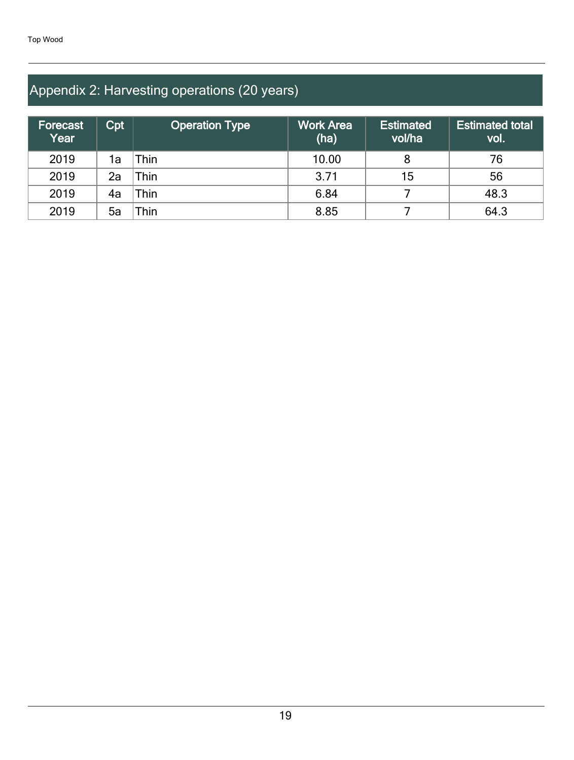## Appendix 2: Harvesting operations (20 years)

| Forecast Year | Cpt | Operation Type | Work Area (ha) | Estimated vol/ha | Estimated total vol. |
|---|---|---|---|---|---|
| 2019 | 1a | Thin | 10.00 | 8 | 76 |
| 2019 | 2a | Thin | 3.71 | 15 | 56 |
| 2019 | 4a | Thin | 6.84 | 7 | 48.3 |
| 2019 | 5a | Thin | 8.85 | 7 | 64.3 |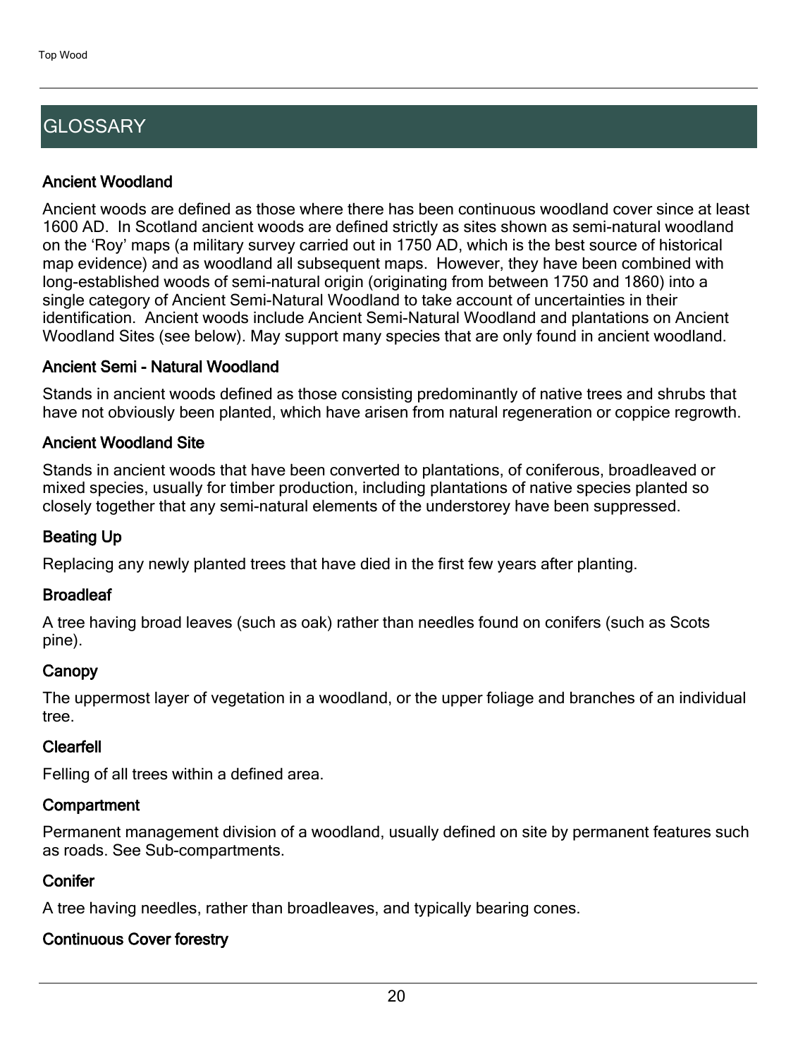## GLOSSARY

### Ancient Woodland

Ancient woods are defined as those where there has been continuous woodland cover since at least 1600 AD. In Scotland ancient woods are defined strictly as sites shown as semi-natural woodland on the 'Roy' maps (a military survey carried out in 1750 AD, which is the best source of historical map evidence) and as woodland all subsequent maps. However, they have been combined with long-established woods of semi-natural origin (originating from between 1750 and 1860) into a single category of Ancient Semi-Natural Woodland to take account of uncertainties in their identification. Ancient woods include Ancient Semi-Natural Woodland and plantations on Ancient Woodland Sites (see below). May support many species that are only found in ancient woodland.

### Ancient Semi - Natural Woodland

Stands in ancient woods defined as those consisting predominantly of native trees and shrubs that have not obviously been planted, which have arisen from natural regeneration or coppice regrowth.

### Ancient Woodland Site

Stands in ancient woods that have been converted to plantations, of coniferous, broadleaved or mixed species, usually for timber production, including plantations of native species planted so closely together that any semi-natural elements of the understorey have been suppressed.

### Beating Up

Replacing any newly planted trees that have died in the first few years after planting.

### Broadleaf

A tree having broad leaves (such as oak) rather than needles found on conifers (such as Scots pine).

### Canopy

The uppermost layer of vegetation in a woodland, or the upper foliage and branches of an individual tree.

### Clearfell

Felling of all trees within a defined area.

### Compartment

Permanent management division of a woodland, usually defined on site by permanent features such as roads. See Sub-compartments.

### Conifer

A tree having needles, rather than broadleaves, and typically bearing cones.

### Continuous Cover forestry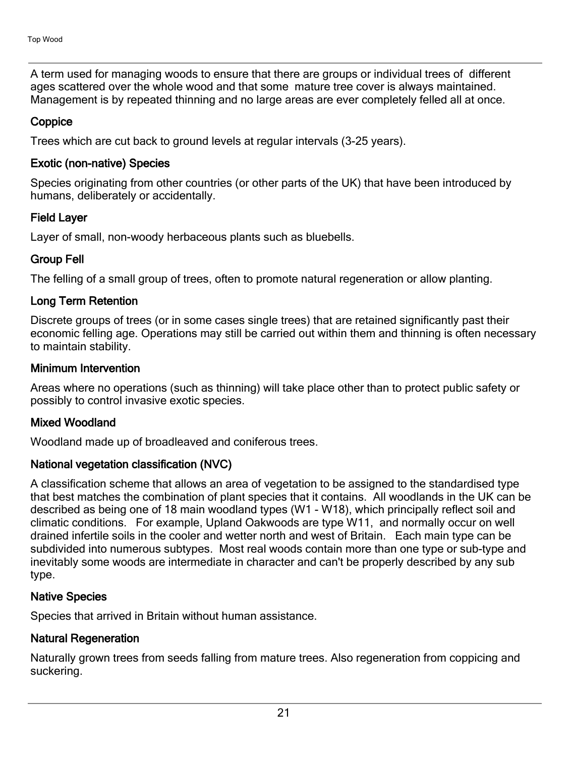A term used for managing woods to ensure that there are groups or individual trees of different ages scattered over the whole wood and that some mature tree cover is always maintained. Management is by repeated thinning and no large areas are ever completely felled all at once.

### Coppice

Trees which are cut back to ground levels at regular intervals (3-25 years).

### Exotic (non-native) Species

Species originating from other countries (or other parts of the UK) that have been introduced by humans, deliberately or accidentally.

### Field Layer

Layer of small, non-woody herbaceous plants such as bluebells.

### Group Fell

The felling of a small group of trees, often to promote natural regeneration or allow planting.

### Long Term Retention

Discrete groups of trees (or in some cases single trees) that are retained significantly past their economic felling age. Operations may still be carried out within them and thinning is often necessary to maintain stability.

### Minimum Intervention

Areas where no operations (such as thinning) will take place other than to protect public safety or possibly to control invasive exotic species.

### Mixed Woodland

Woodland made up of broadleaved and coniferous trees.

### National vegetation classification (NVC)

A classification scheme that allows an area of vegetation to be assigned to the standardised type that best matches the combination of plant species that it contains. All woodlands in the UK can be described as being one of 18 main woodland types (W1 - W18), which principally reflect soil and climatic conditions. For example, Upland Oakwoods are type W11, and normally occur on well drained infertile soils in the cooler and wetter north and west of Britain. Each main type can be subdivided into numerous subtypes. Most real woods contain more than one type or sub-type and inevitably some woods are intermediate in character and can't be properly described by any sub type.

### Native Species

Species that arrived in Britain without human assistance.

### Natural Regeneration

Naturally grown trees from seeds falling from mature trees. Also regeneration from coppicing and suckering.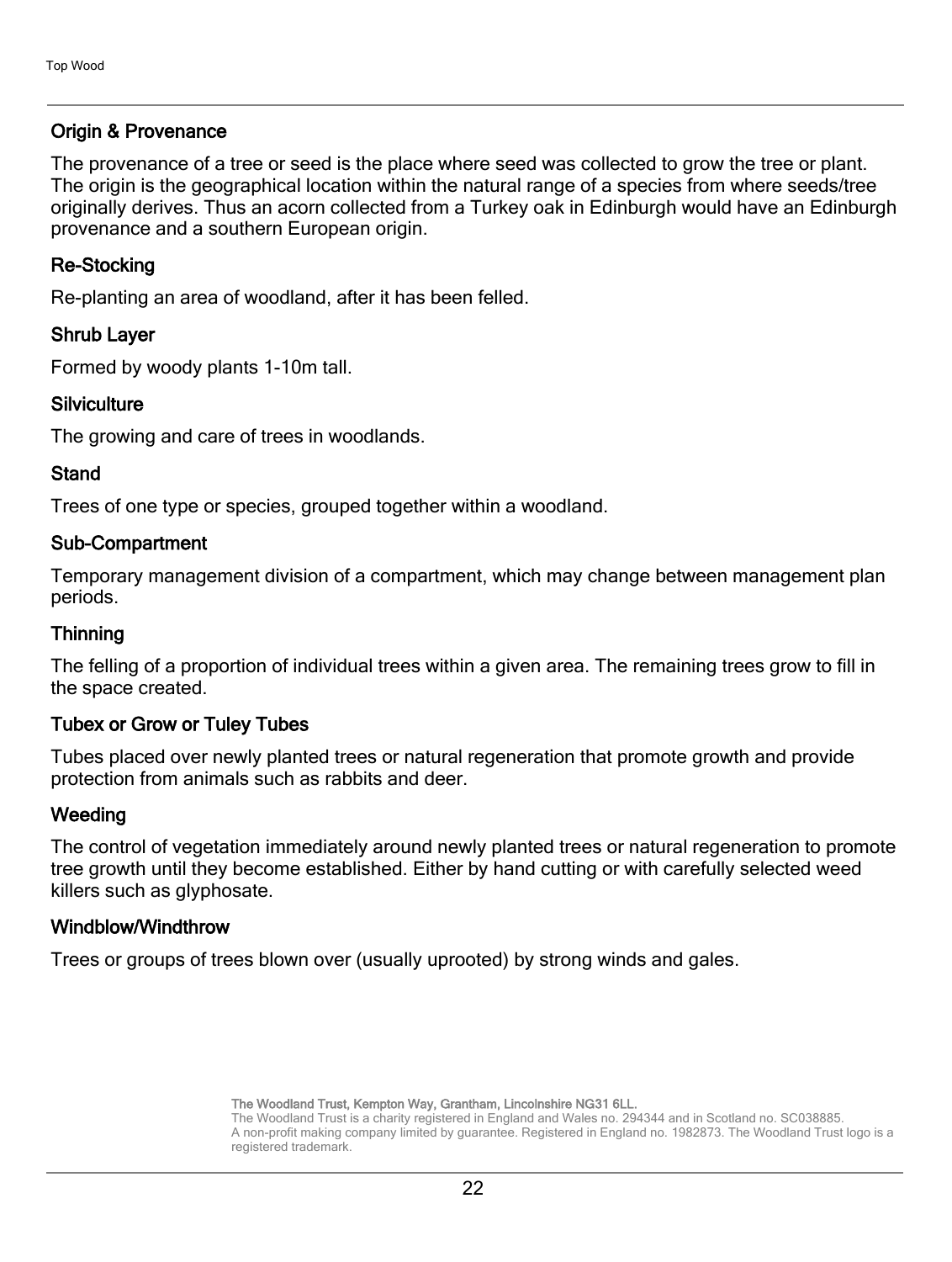### Origin & Provenance

The provenance of a tree or seed is the place where seed was collected to grow the tree or plant. The origin is the geographical location within the natural range of a species from where seeds/tree originally derives. Thus an acorn collected from a Turkey oak in Edinburgh would have an Edinburgh provenance and a southern European origin.

### Re-Stocking

Re-planting an area of woodland, after it has been felled.

### Shrub Layer

Formed by woody plants 1-10m tall.

### Silviculture

The growing and care of trees in woodlands.

### Stand

Trees of one type or species, grouped together within a woodland.

### Sub-Compartment

Temporary management division of a compartment, which may change between management plan periods.

### Thinning

The felling of a proportion of individual trees within a given area. The remaining trees grow to fill in the space created.

### Tubex or Grow or Tuley Tubes

Tubes placed over newly planted trees or natural regeneration that promote growth and provide protection from animals such as rabbits and deer.

### Weeding

The control of vegetation immediately around newly planted trees or natural regeneration to promote tree growth until they become established. Either by hand cutting or with carefully selected weed killers such as glyphosate.

### Windblow/Windthrow

Trees or groups of trees blown over (usually uprooted) by strong winds and gales.